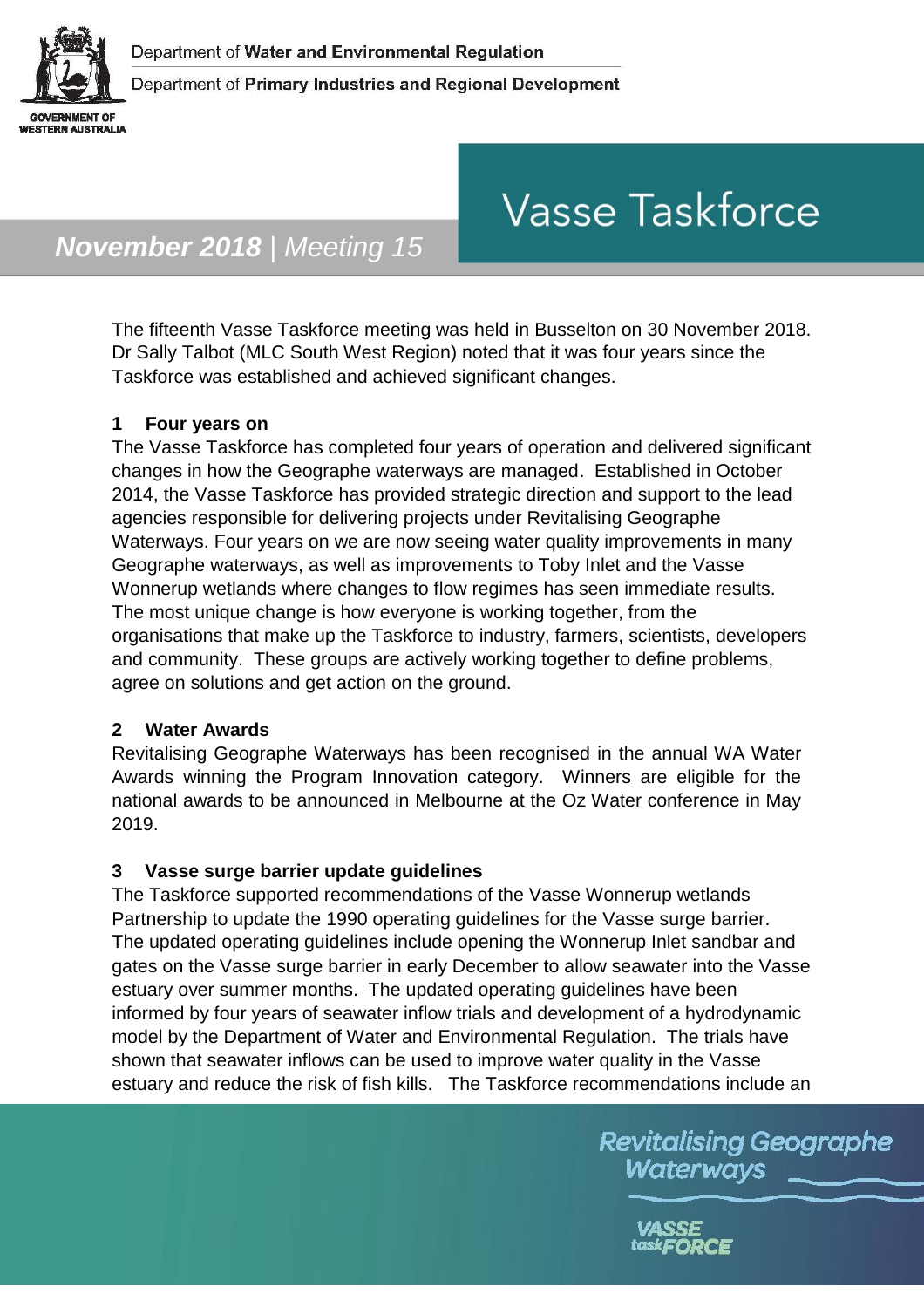Department of **Water and Environmental Regulation**

Department of **Primary Industries and Regional Development**

# Vasse Taskforce

***November 2018** | Meeting 15*

The fifteenth Vasse Taskforce meeting was held in Busselton on 30 November 2018. Dr Sally Talbot (MLC South West Region) noted that it was four years since the Taskforce was established and achieved significant changes.

## 1 Four years on

The Vasse Taskforce has completed four years of operation and delivered significant changes in how the Geographe waterways are managed. Established in October 2014, the Vasse Taskforce has provided strategic direction and support to the lead agencies responsible for delivering projects under Revitalising Geographe Waterways. Four years on we are now seeing water quality improvements in many Geographe waterways, as well as improvements to Toby Inlet and the Vasse Wonnerup wetlands where changes to flow regimes has seen immediate results. The most unique change is how everyone is working together, from the organisations that make up the Taskforce to industry, farmers, scientists, developers and community. These groups are actively working together to define problems, agree on solutions and get action on the ground.

## 2 Water Awards

Revitalising Geographe Waterways has been recognised in the annual WA Water Awards winning the Program Innovation category. Winners are eligible for the national awards to be announced in Melbourne at the Oz Water conference in May 2019.

## 3 Vasse surge barrier update guidelines

The Taskforce supported recommendations of the Vasse Wonnerup wetlands Partnership to update the 1990 operating guidelines for the Vasse surge barrier. The updated operating guidelines include opening the Wonnerup Inlet sandbar and gates on the Vasse surge barrier in early December to allow seawater into the Vasse estuary over summer months. The updated operating guidelines have been informed by four years of seawater inflow trials and development of a hydrodynamic model by the Department of Water and Environmental Regulation. The trials have shown that seawater inflows can be used to improve water quality in the Vasse estuary and reduce the risk of fish kills. The Taskforce recommendations include an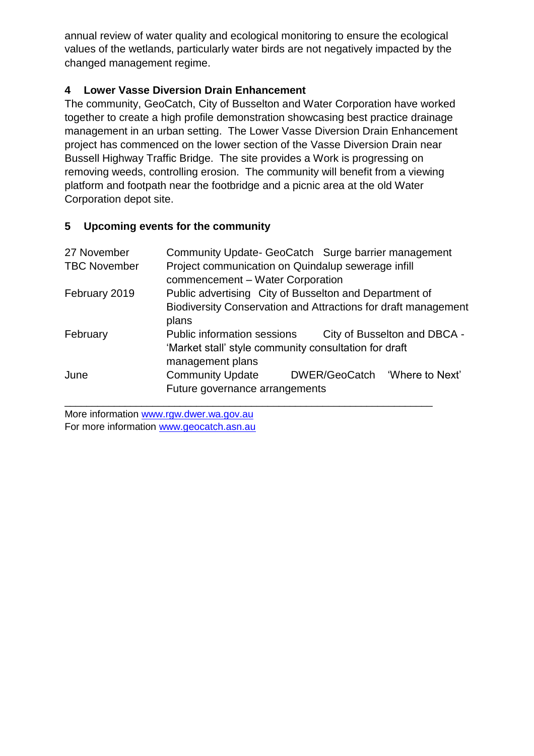annual review of water quality and ecological monitoring to ensure the ecological values of the wetlands, particularly water birds are not negatively impacted by the changed management regime.

## 4 Lower Vasse Diversion Drain Enhancement

The community, GeoCatch, City of Busselton and Water Corporation have worked together to create a high profile demonstration showcasing best practice drainage management in an urban setting. The Lower Vasse Diversion Drain Enhancement project has commenced on the lower section of the Vasse Diversion Drain near Bussell Highway Traffic Bridge. The site provides a Work is progressing on removing weeds, controlling erosion. The community will benefit from a viewing platform and footpath near the footbridge and a picnic area at the old Water Corporation depot site.

## 5 Upcoming events for the community

| | |
|---|---|
| 27 November | Community Update- GeoCatch Surge barrier management |
| TBC November | Project communication on Quindalup sewerage infill commencement – Water Corporation |
| February 2019 | Public advertising City of Busselton and Department of Biodiversity Conservation and Attractions for draft management plans |
| February | Public information sessions City of Busselton and DBCA - 'Market stall' style community consultation for draft management plans |
| June | Community Update DWER/GeoCatch 'Where to Next' Future governance arrangements |

---

More information www.rgw.dwer.wa.gov.au
For more information www.geocatch.asn.au